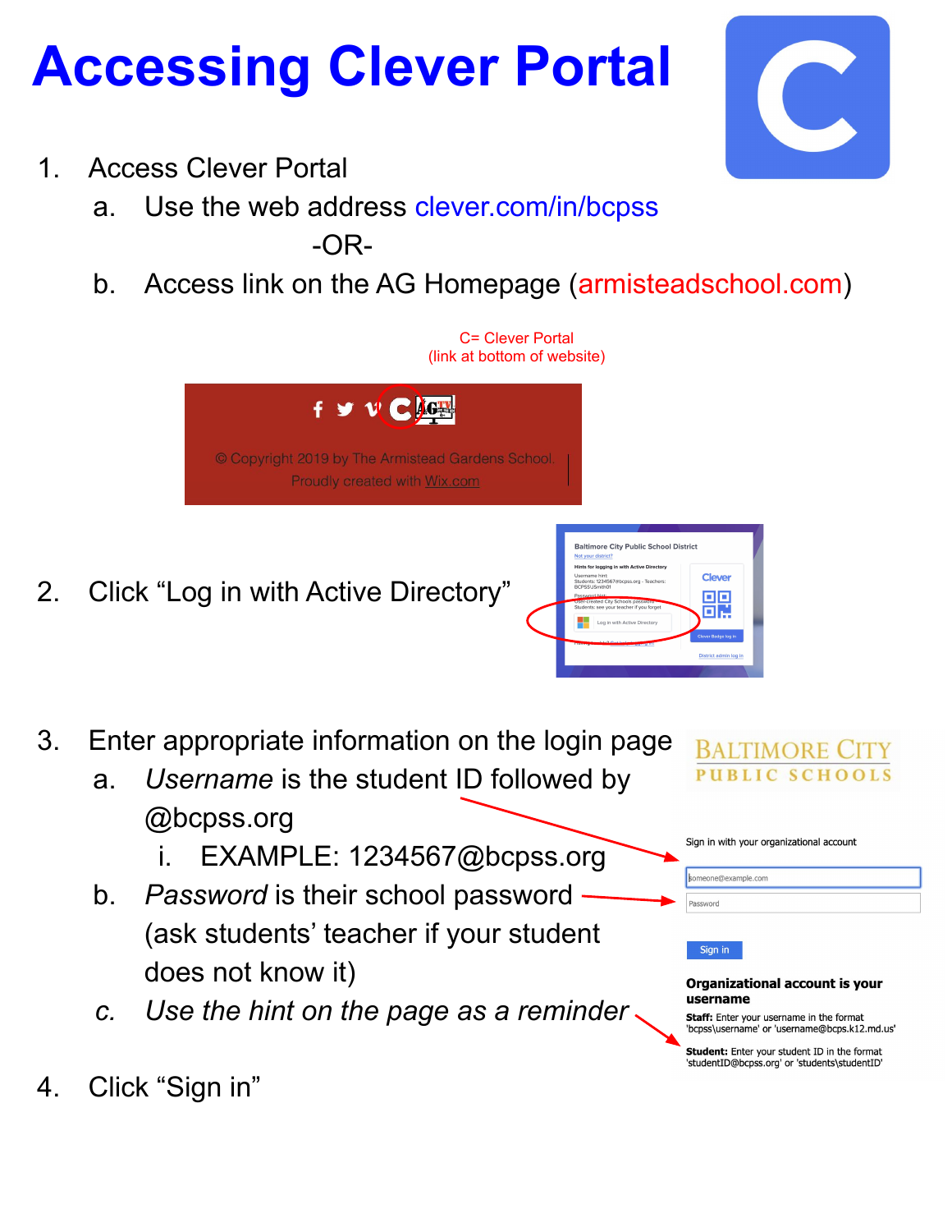# Accessing Clever Portal

1. Access Clever Portal
   a. Use the web address clever.com/in/bcpss
      -OR-
   b. Access link on the AG Homepage (armisteadschool.com)

C= Clever Portal
(link at bottom of website)

© Copyright 2019 by The Armistead Gardens School. Proudly created with Wix.com

2. Click "Log in with Active Directory"

3. Enter appropriate information on the login page
   a. *Username* is the student ID followed by @bcpss.org
      i. EXAMPLE: 1234567@bcpss.org
   b. *Password* is their school password (ask students' teacher if your student does not know it)
   c. *Use the hint on the page as a reminder*

BALTIMORE CITY PUBLIC SCHOOLS

Sign in with your organizational account

someone@example.com

Password

Sign in

**Organizational account is your username**

**Staff:** Enter your username in the format 'bcpss\username' or 'username@bcps.k12.md.us'

**Student:** Enter your student ID in the format 'studentID@bcpss.org' or 'students\studentID'

4. Click "Sign in"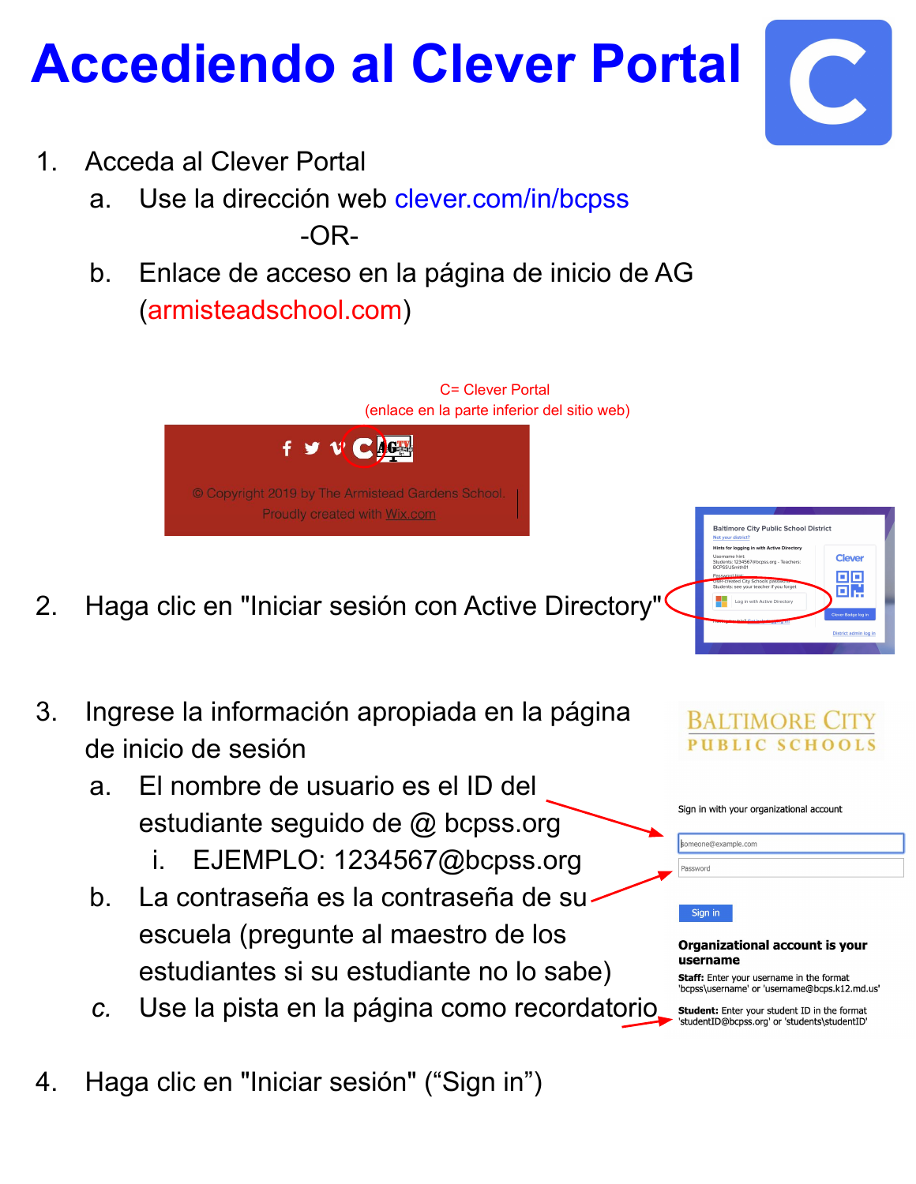# Accediendo al Clever Portal

1. Acceda al Clever Portal
   a. Use la dirección web clever.com/in/bcpss

   -OR-

   b. Enlace de acceso en la página de inicio de AG (armisteadschool.com)

C= Clever Portal
(enlace en la parte inferior del sitio web)

© Copyright 2019 by The Armistead Gardens School.
Proudly created with Wix.com

2. Haga clic en "Iniciar sesión con Active Directory"

3. Ingrese la información apropiada en la página de inicio de sesión
   a. El nombre de usuario es el ID del estudiante seguido de @ bcpss.org
      i. EJEMPLO: 1234567@bcpss.org
   b. La contraseña es la contraseña de su escuela (pregunte al maestro de los estudiantes si su estudiante no lo sabe)
   c. Use la pista en la página como recordatorio

BALTIMORE CITY PUBLIC SCHOOLS

Sign in with your organizational account

someone@example.com

Password

Sign in

**Organizational account is your username**

**Staff:** Enter your username in the format 'bcpss\username' or 'username@bcps.k12.md.us'

**Student:** Enter your student ID in the format 'studentID@bcpss.org' or 'students\studentID'

4. Haga clic en "Iniciar sesión" ("Sign in")